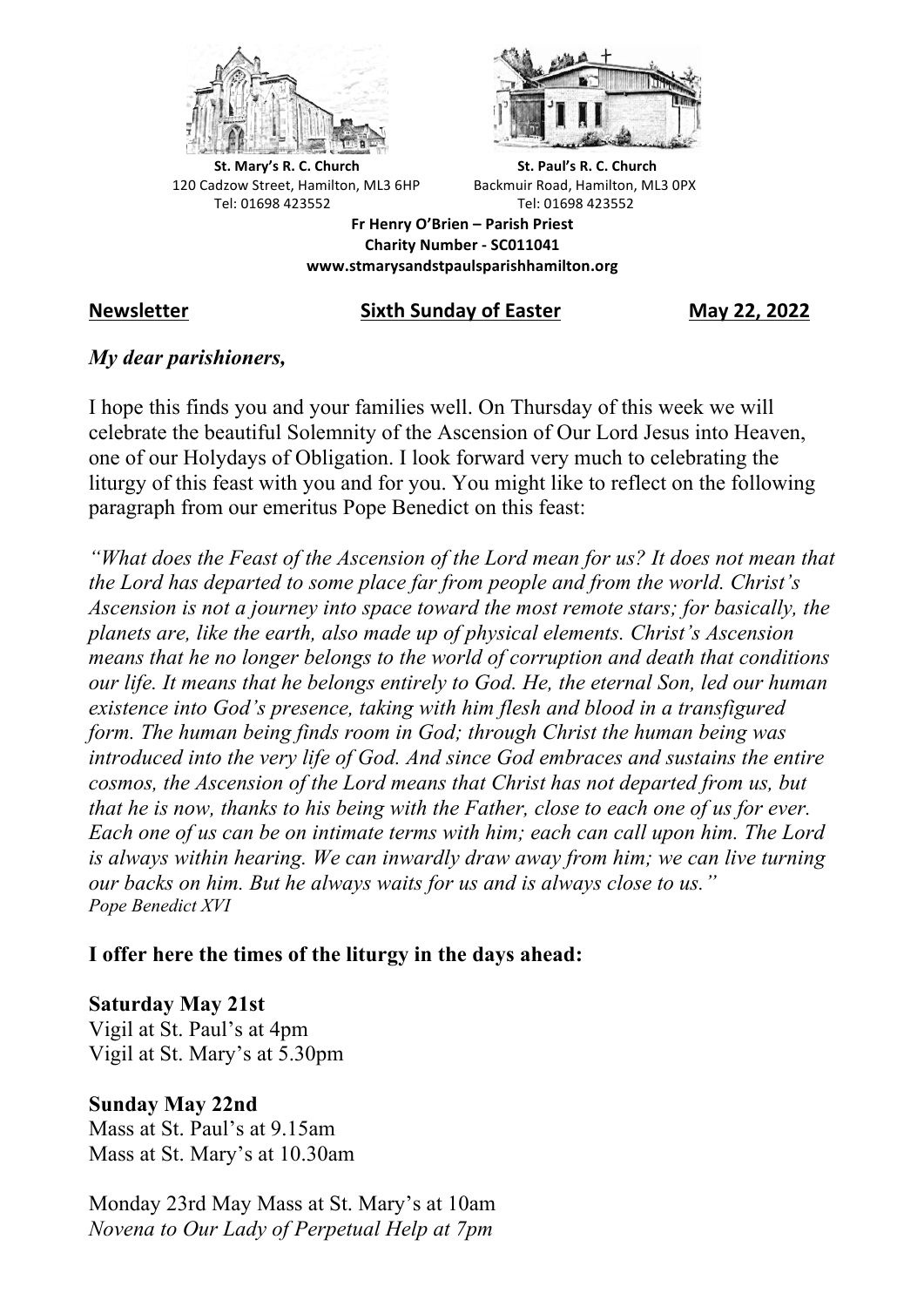**St. Mary's R. C. Church**
120 Cadzow Street, Hamilton, ML3 6HP
Tel: 01698 423552

**St. Paul's R. C. Church**
Backmuir Road, Hamilton, ML3 0PX
Tel: 01698 423552

**Fr Henry O'Brien – Parish Priest**
**Charity Number - SC011041**
**www.stmarysandstpaulsparishhamilton.org**

**Newsletter** **Sixth Sunday of Easter** **May 22, 2022**

*My dear parishioners,*

I hope this finds you and your families well. On Thursday of this week we will celebrate the beautiful Solemnity of the Ascension of Our Lord Jesus into Heaven, one of our Holydays of Obligation. I look forward very much to celebrating the liturgy of this feast with you and for you. You might like to reflect on the following paragraph from our emeritus Pope Benedict on this feast:

*"What does the Feast of the Ascension of the Lord mean for us? It does not mean that the Lord has departed to some place far from people and from the world. Christ's Ascension is not a journey into space toward the most remote stars; for basically, the planets are, like the earth, also made up of physical elements. Christ's Ascension means that he no longer belongs to the world of corruption and death that conditions our life. It means that he belongs entirely to God. He, the eternal Son, led our human existence into God's presence, taking with him flesh and blood in a transfigured form. The human being finds room in God; through Christ the human being was introduced into the very life of God. And since God embraces and sustains the entire cosmos, the Ascension of the Lord means that Christ has not departed from us, but that he is now, thanks to his being with the Father, close to each one of us for ever. Each one of us can be on intimate terms with him; each can call upon him. The Lord is always within hearing. We can inwardly draw away from him; we can live turning our backs on him. But he always waits for us and is always close to us."*
*Pope Benedict XVI*

**I offer here the times of the liturgy in the days ahead:**

**Saturday May 21st**
Vigil at St. Paul's at 4pm
Vigil at St. Mary's at 5.30pm

**Sunday May 22nd**
Mass at St. Paul's at 9.15am
Mass at St. Mary's at 10.30am

Monday 23rd May Mass at St. Mary's at 10am
*Novena to Our Lady of Perpetual Help at 7pm*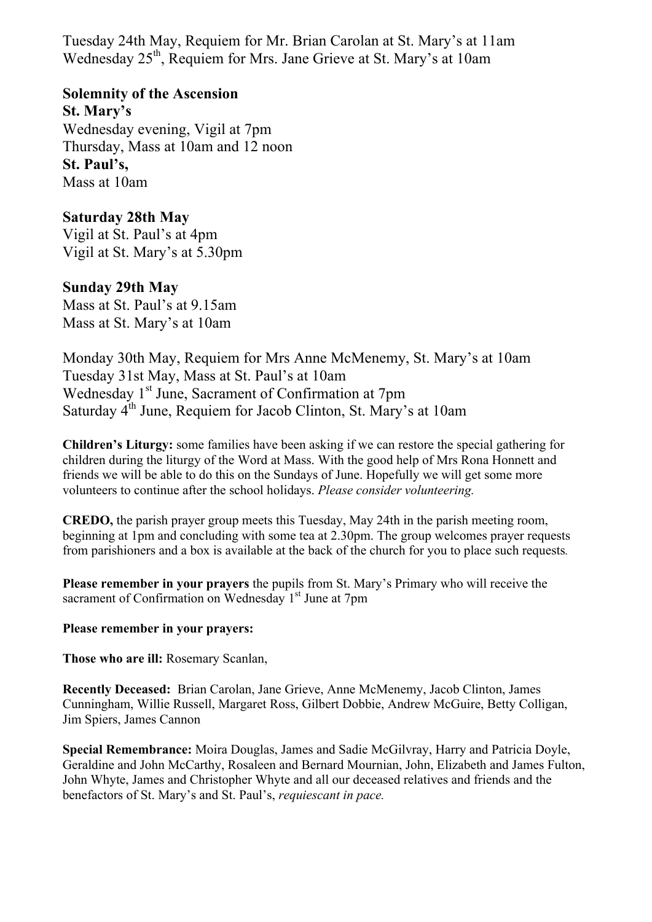Tuesday 24th May, Requiem for Mr. Brian Carolan at St. Mary's at 11am
Wednesday 25th, Requiem for Mrs. Jane Grieve at St. Mary's at 10am

**Solemnity of the Ascension**
**St. Mary's**
Wednesday evening, Vigil at 7pm
Thursday, Mass at 10am and 12 noon
**St. Paul's,**
Mass at 10am

**Saturday 28th May**
Vigil at St. Paul's at 4pm
Vigil at St. Mary's at 5.30pm

**Sunday 29th May**
Mass at St. Paul's at 9.15am
Mass at St. Mary's at 10am

Monday 30th May, Requiem for Mrs Anne McMenemy, St. Mary's at 10am
Tuesday 31st May, Mass at St. Paul's at 10am
Wednesday 1st June, Sacrament of Confirmation at 7pm
Saturday 4th June, Requiem for Jacob Clinton, St. Mary's at 10am

**Children's Liturgy:** some families have been asking if we can restore the special gathering for children during the liturgy of the Word at Mass. With the good help of Mrs Rona Honnett and friends we will be able to do this on the Sundays of June. Hopefully we will get some more volunteers to continue after the school holidays. *Please consider volunteering.*

**CREDO,** the parish prayer group meets this Tuesday, May 24th in the parish meeting room, beginning at 1pm and concluding with some tea at 2.30pm. The group welcomes prayer requests from parishioners and a box is available at the back of the church for you to place such requests.

**Please remember in your prayers** the pupils from St. Mary's Primary who will receive the sacrament of Confirmation on Wednesday 1st June at 7pm

**Please remember in your prayers:**

**Those who are ill:** Rosemary Scanlan,

**Recently Deceased:** Brian Carolan, Jane Grieve, Anne McMenemy, Jacob Clinton, James Cunningham, Willie Russell, Margaret Ross, Gilbert Dobbie, Andrew McGuire, Betty Colligan, Jim Spiers, James Cannon

**Special Remembrance:** Moira Douglas, James and Sadie McGilvray, Harry and Patricia Doyle, Geraldine and John McCarthy, Rosaleen and Bernard Mournian, John, Elizabeth and James Fulton, John Whyte, James and Christopher Whyte and all our deceased relatives and friends and the benefactors of St. Mary's and St. Paul's, *requiescant in pace.*